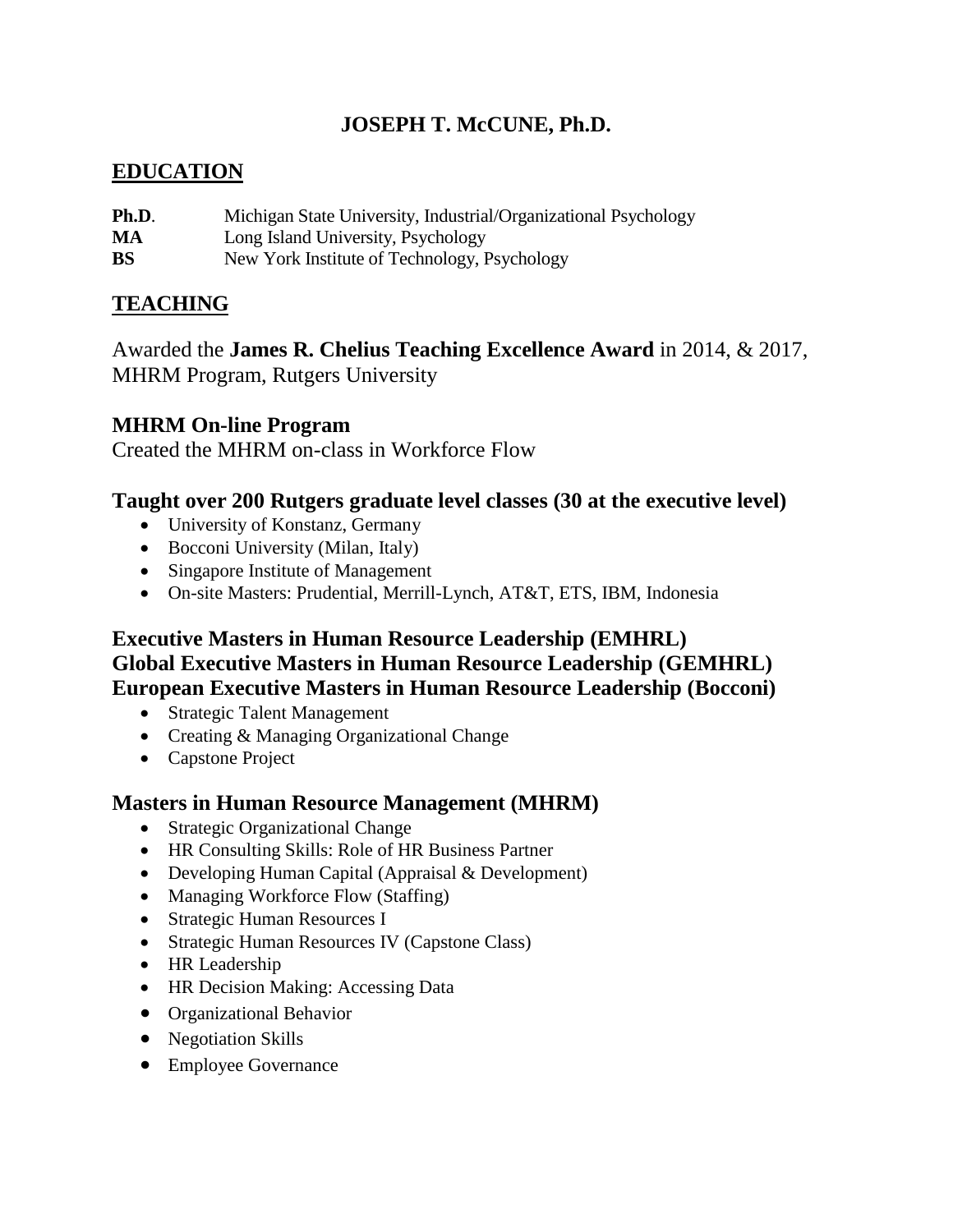# JOSEPH T. McCUNE, Ph.D.

## EDUCATION

**Ph.D**. Michigan State University, Industrial/Organizational Psychology
**MA** Long Island University, Psychology
**BS** New York Institute of Technology, Psychology

## TEACHING

Awarded the **James R. Chelius Teaching Excellence Award** in 2014, & 2017, MHRM Program, Rutgers University

### MHRM On-line Program

Created the MHRM on-class in Workforce Flow

### Taught over 200 Rutgers graduate level classes (30 at the executive level)

- University of Konstanz, Germany
- Bocconi University (Milan, Italy)
- Singapore Institute of Management
- On-site Masters: Prudential, Merrill-Lynch, AT&T, ETS, IBM, Indonesia

### Executive Masters in Human Resource Leadership (EMHRL)
### Global Executive Masters in Human Resource Leadership (GEMHRL)
### European Executive Masters in Human Resource Leadership (Bocconi)

- Strategic Talent Management
- Creating & Managing Organizational Change
- Capstone Project

### Masters in Human Resource Management (MHRM)

- Strategic Organizational Change
- HR Consulting Skills: Role of HR Business Partner
- Developing Human Capital (Appraisal & Development)
- Managing Workforce Flow (Staffing)
- Strategic Human Resources I
- Strategic Human Resources IV (Capstone Class)
- HR Leadership
- HR Decision Making: Accessing Data
- Organizational Behavior
- Negotiation Skills
- Employee Governance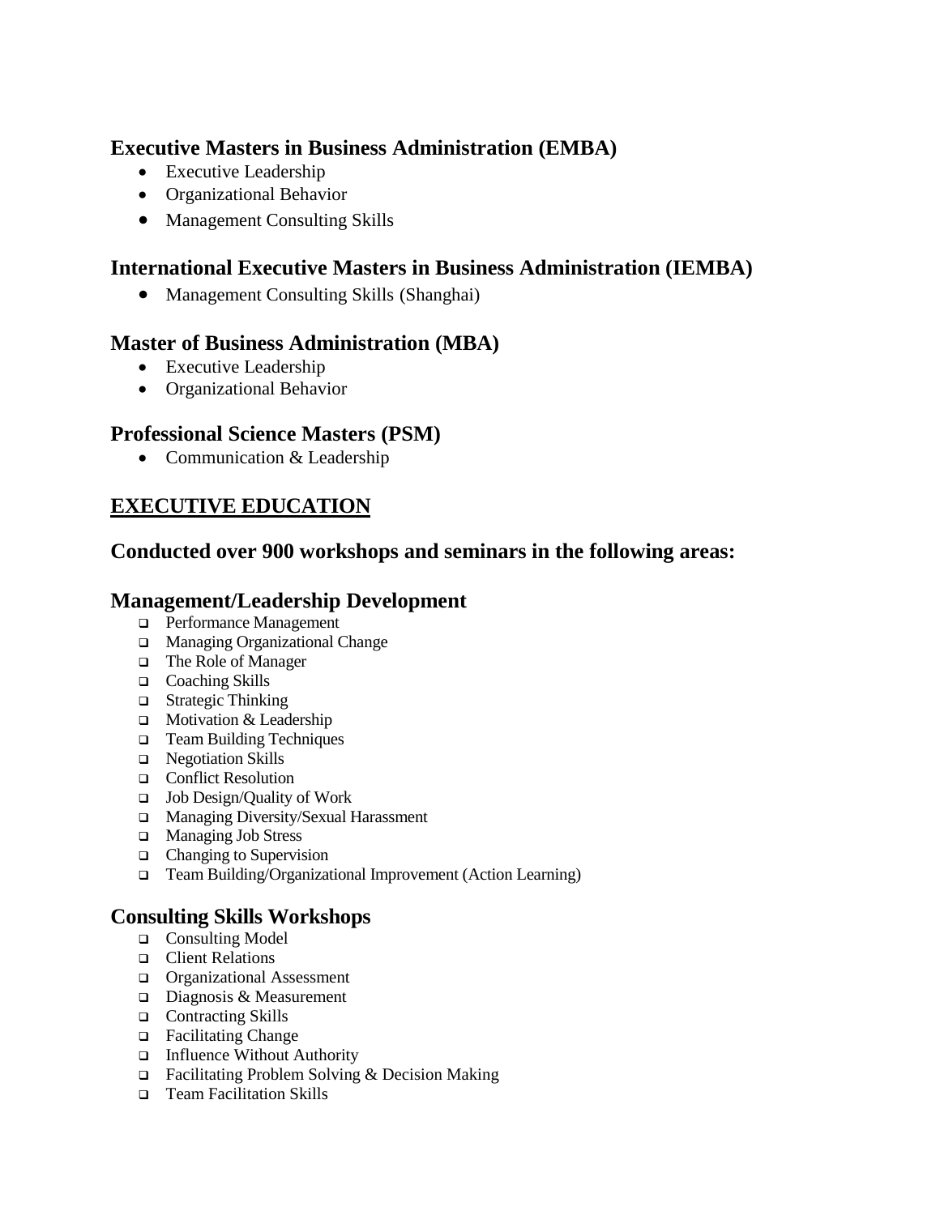### Executive Masters in Business Administration (EMBA)

- Executive Leadership
- Organizational Behavior
- Management Consulting Skills

### International Executive Masters in Business Administration (IEMBA)

- Management Consulting Skills (Shanghai)

### Master of Business Administration (MBA)

- Executive Leadership
- Organizational Behavior

### Professional Science Masters (PSM)

- Communication & Leadership

## EXECUTIVE EDUCATION

### Conducted over 900 workshops and seminars in the following areas:

### Management/Leadership Development

- Performance Management
- Managing Organizational Change
- The Role of Manager
- Coaching Skills
- Strategic Thinking
- Motivation & Leadership
- Team Building Techniques
- Negotiation Skills
- Conflict Resolution
- Job Design/Quality of Work
- Managing Diversity/Sexual Harassment
- Managing Job Stress
- Changing to Supervision
- Team Building/Organizational Improvement (Action Learning)

### Consulting Skills Workshops

- Consulting Model
- Client Relations
- Organizational Assessment
- Diagnosis & Measurement
- Contracting Skills
- Facilitating Change
- Influence Without Authority
- Facilitating Problem Solving & Decision Making
- Team Facilitation Skills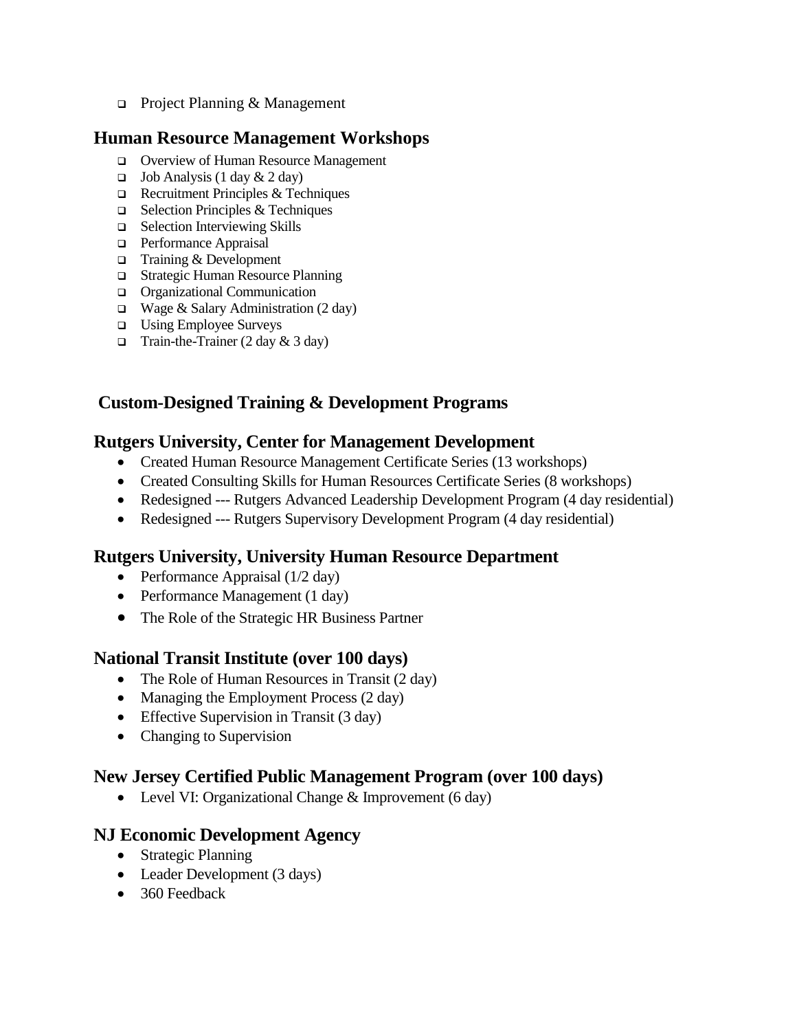- Project Planning & Management

## Human Resource Management Workshops

- Overview of Human Resource Management
- Job Analysis (1 day & 2 day)
- Recruitment Principles & Techniques
- Selection Principles & Techniques
- Selection Interviewing Skills
- Performance Appraisal
- Training & Development
- Strategic Human Resource Planning
- Organizational Communication
- Wage & Salary Administration (2 day)
- Using Employee Surveys
- Train-the-Trainer (2 day & 3 day)

## Custom-Designed Training & Development Programs

## Rutgers University, Center for Management Development

- Created Human Resource Management Certificate Series (13 workshops)
- Created Consulting Skills for Human Resources Certificate Series (8 workshops)
- Redesigned --- Rutgers Advanced Leadership Development Program (4 day residential)
- Redesigned --- Rutgers Supervisory Development Program (4 day residential)

## Rutgers University, University Human Resource Department

- Performance Appraisal (1/2 day)
- Performance Management (1 day)
- The Role of the Strategic HR Business Partner

## National Transit Institute (over 100 days)

- The Role of Human Resources in Transit (2 day)
- Managing the Employment Process (2 day)
- Effective Supervision in Transit (3 day)
- Changing to Supervision

## New Jersey Certified Public Management Program (over 100 days)

- Level VI: Organizational Change & Improvement (6 day)

## NJ Economic Development Agency

- Strategic Planning
- Leader Development (3 days)
- 360 Feedback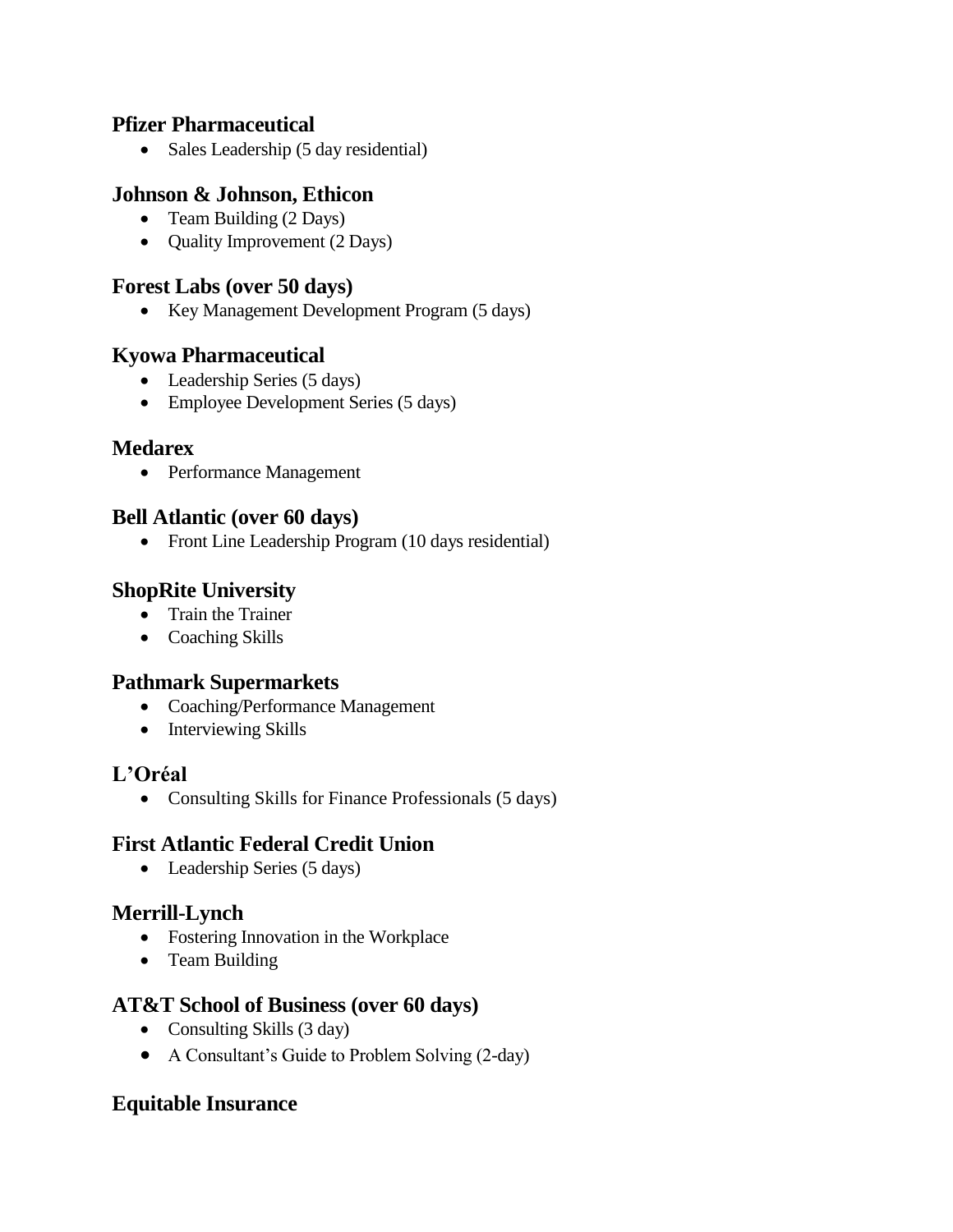### Pfizer Pharmaceutical

- Sales Leadership (5 day residential)

### Johnson & Johnson, Ethicon

- Team Building (2 Days)
- Quality Improvement (2 Days)

### Forest Labs (over 50 days)

- Key Management Development Program (5 days)

### Kyowa Pharmaceutical

- Leadership Series (5 days)
- Employee Development Series (5 days)

### Medarex

- Performance Management

### Bell Atlantic (over 60 days)

- Front Line Leadership Program (10 days residential)

### ShopRite University

- Train the Trainer
- Coaching Skills

### Pathmark Supermarkets

- Coaching/Performance Management
- Interviewing Skills

### L'Oréal

- Consulting Skills for Finance Professionals (5 days)

### First Atlantic Federal Credit Union

- Leadership Series (5 days)

### Merrill-Lynch

- Fostering Innovation in the Workplace
- Team Building

### AT&T School of Business (over 60 days)

- Consulting Skills (3 day)
- A Consultant's Guide to Problem Solving (2-day)

### Equitable Insurance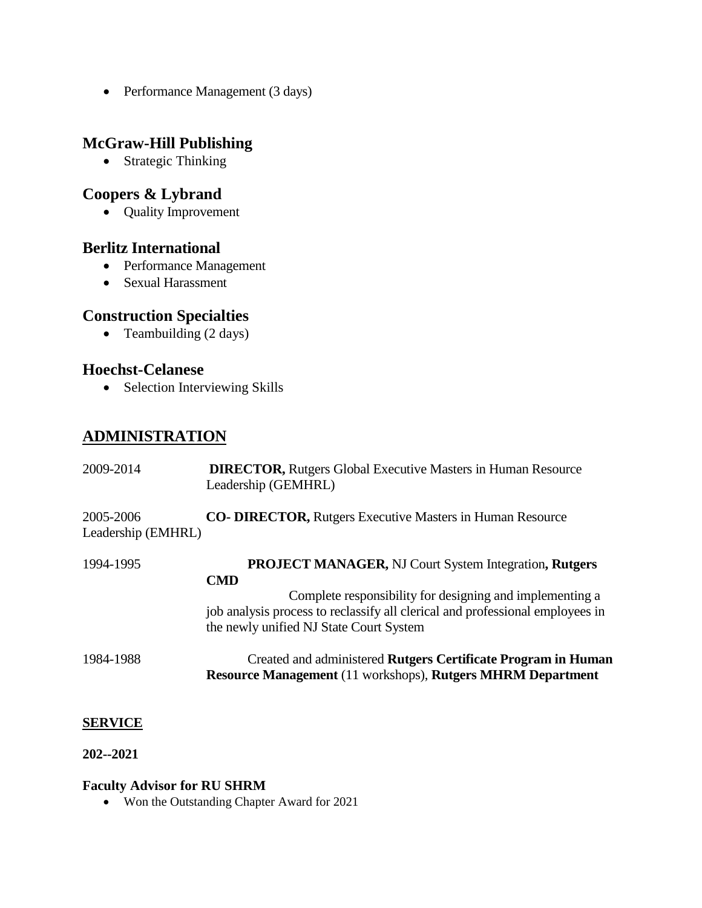- Performance Management (3 days)

### McGraw-Hill Publishing

- Strategic Thinking

### Coopers & Lybrand

- Quality Improvement

### Berlitz International

- Performance Management
- Sexual Harassment

### Construction Specialties

- Teambuilding (2 days)

### Hoechst-Celanese

- Selection Interviewing Skills

## ADMINISTRATION

2009-2014 **DIRECTOR,** Rutgers Global Executive Masters in Human Resource Leadership (GEMHRL)

2005-2006 **CO- DIRECTOR,** Rutgers Executive Masters in Human Resource Leadership (EMHRL)

1994-1995 **PROJECT MANAGER,** NJ Court System Integration**, Rutgers CMD**

Complete responsibility for designing and implementing a job analysis process to reclassify all clerical and professional employees in the newly unified NJ State Court System

1984-1988 Created and administered **Rutgers Certificate Program in Human Resource Management** (11 workshops), **Rutgers MHRM Department**

**SERVICE**

**202--2021**

**Faculty Advisor for RU SHRM**

- Won the Outstanding Chapter Award for 2021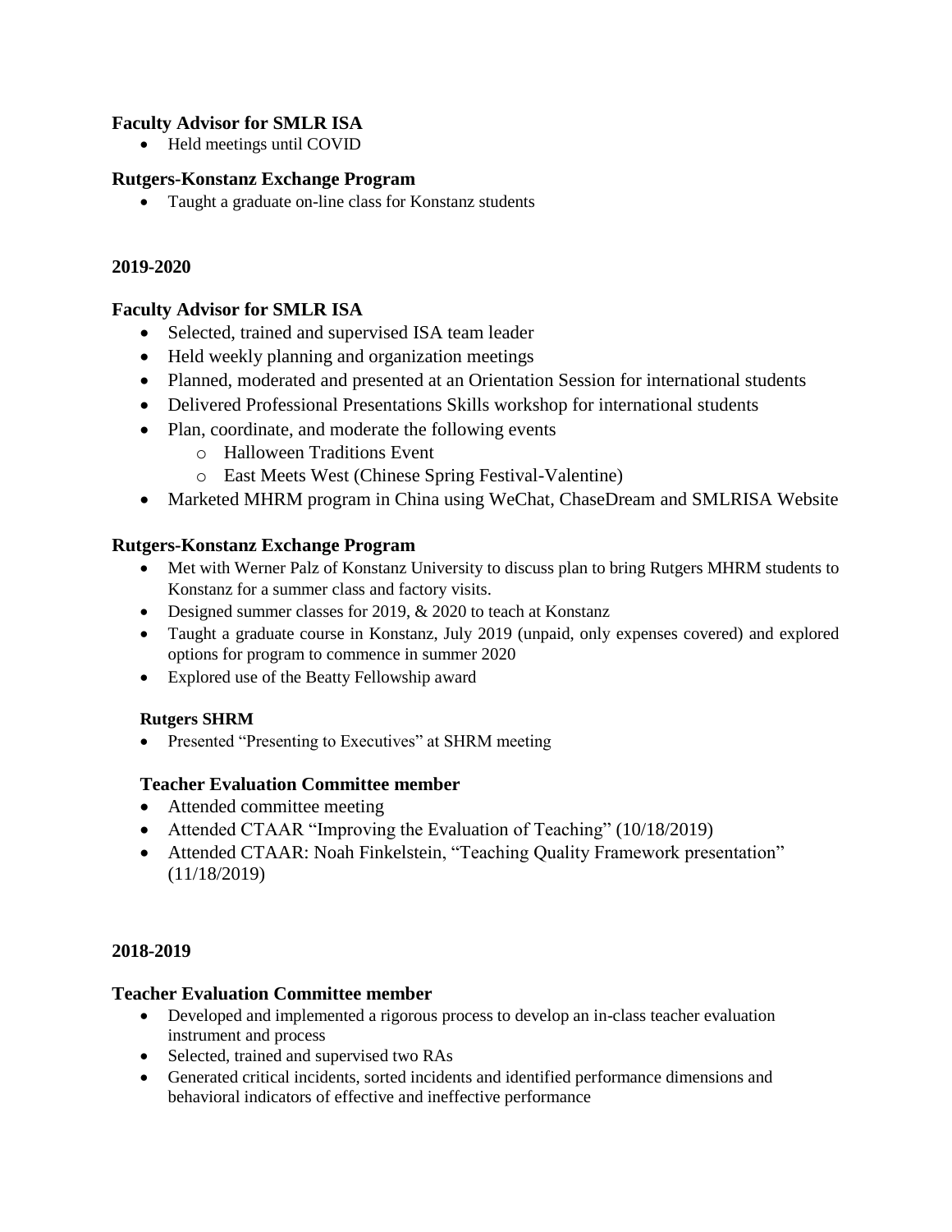### Faculty Advisor for SMLR ISA

- Held meetings until COVID

### Rutgers-Konstanz Exchange Program

- Taught a graduate on-line class for Konstanz students

## 2019-2020

### Faculty Advisor for SMLR ISA

- Selected, trained and supervised ISA team leader
- Held weekly planning and organization meetings
- Planned, moderated and presented at an Orientation Session for international students
- Delivered Professional Presentations Skills workshop for international students
- Plan, coordinate, and moderate the following events
  - Halloween Traditions Event
  - East Meets West (Chinese Spring Festival-Valentine)
- Marketed MHRM program in China using WeChat, ChaseDream and SMLRISA Website

### Rutgers-Konstanz Exchange Program

- Met with Werner Palz of Konstanz University to discuss plan to bring Rutgers MHRM students to Konstanz for a summer class and factory visits.
- Designed summer classes for 2019, & 2020 to teach at Konstanz
- Taught a graduate course in Konstanz, July 2019 (unpaid, only expenses covered) and explored options for program to commence in summer 2020
- Explored use of the Beatty Fellowship award

#### Rutgers SHRM

- Presented "Presenting to Executives" at SHRM meeting

### Teacher Evaluation Committee member

- Attended committee meeting
- Attended CTAAR "Improving the Evaluation of Teaching" (10/18/2019)
- Attended CTAAR: Noah Finkelstein, "Teaching Quality Framework presentation" (11/18/2019)

## 2018-2019

### Teacher Evaluation Committee member

- Developed and implemented a rigorous process to develop an in-class teacher evaluation instrument and process
- Selected, trained and supervised two RAs
- Generated critical incidents, sorted incidents and identified performance dimensions and behavioral indicators of effective and ineffective performance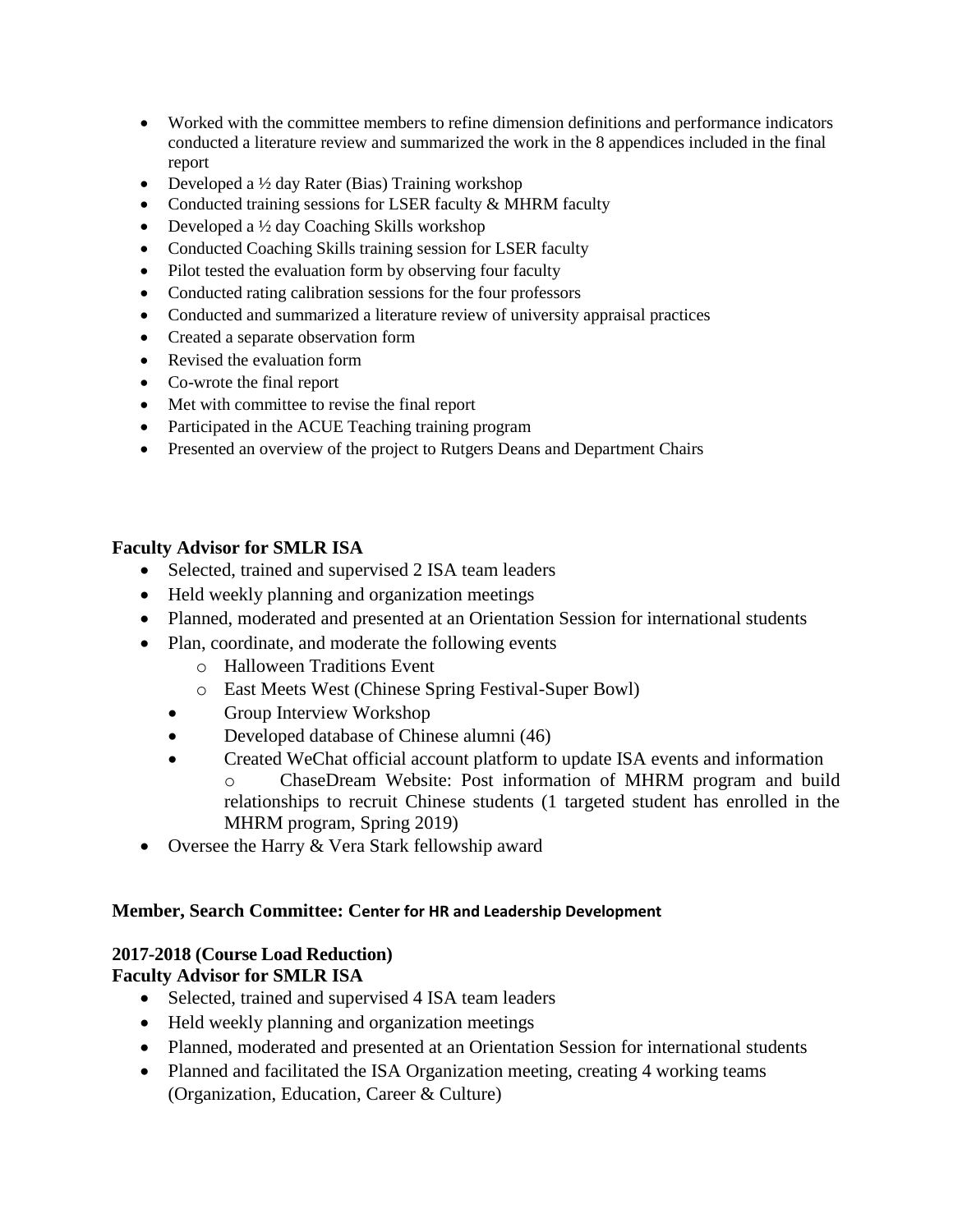- Worked with the committee members to refine dimension definitions and performance indicators conducted a literature review and summarized the work in the 8 appendices included in the final report
- Developed a ½ day Rater (Bias) Training workshop
- Conducted training sessions for LSER faculty & MHRM faculty
- Developed a ½ day Coaching Skills workshop
- Conducted Coaching Skills training session for LSER faculty
- Pilot tested the evaluation form by observing four faculty
- Conducted rating calibration sessions for the four professors
- Conducted and summarized a literature review of university appraisal practices
- Created a separate observation form
- Revised the evaluation form
- Co-wrote the final report
- Met with committee to revise the final report
- Participated in the ACUE Teaching training program
- Presented an overview of the project to Rutgers Deans and Department Chairs

**Faculty Advisor for SMLR ISA**

- Selected, trained and supervised 2 ISA team leaders
- Held weekly planning and organization meetings
- Planned, moderated and presented at an Orientation Session for international students
- Plan, coordinate, and moderate the following events
    - Halloween Traditions Event
    - East Meets West (Chinese Spring Festival-Super Bowl)
- Group Interview Workshop
- Developed database of Chinese alumni (46)
- Created WeChat official account platform to update ISA events and information
    - ChaseDream Website: Post information of MHRM program and build relationships to recruit Chinese students (1 targeted student has enrolled in the MHRM program, Spring 2019)
- Oversee the Harry & Vera Stark fellowship award

**Member, Search Committee: Center for HR and Leadership Development**

**2017-2018 (Course Load Reduction)**
**Faculty Advisor for SMLR ISA**

- Selected, trained and supervised 4 ISA team leaders
- Held weekly planning and organization meetings
- Planned, moderated and presented at an Orientation Session for international students
- Planned and facilitated the ISA Organization meeting, creating 4 working teams (Organization, Education, Career & Culture)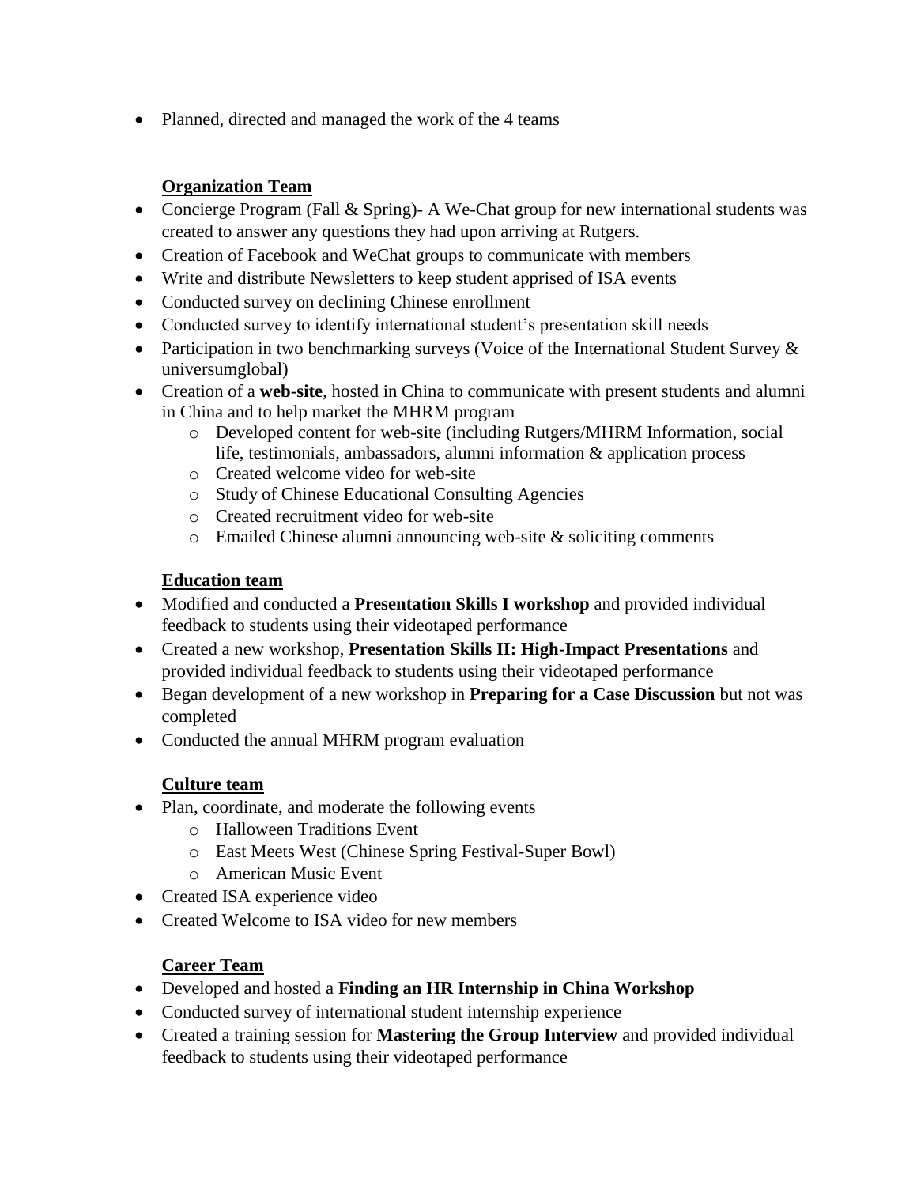- Planned, directed and managed the work of the 4 teams

**Organization Team**

- Concierge Program (Fall & Spring)- A We-Chat group for new international students was created to answer any questions they had upon arriving at Rutgers.
- Creation of Facebook and WeChat groups to communicate with members
- Write and distribute Newsletters to keep student apprised of ISA events
- Conducted survey on declining Chinese enrollment
- Conducted survey to identify international student's presentation skill needs
- Participation in two benchmarking surveys (Voice of the International Student Survey & universumglobal)
- Creation of a **web-site**, hosted in China to communicate with present students and alumni in China and to help market the MHRM program
    - Developed content for web-site (including Rutgers/MHRM Information, social life, testimonials, ambassadors, alumni information & application process
    - Created welcome video for web-site
    - Study of Chinese Educational Consulting Agencies
    - Created recruitment video for web-site
    - Emailed Chinese alumni announcing web-site & soliciting comments

**Education team**

- Modified and conducted a **Presentation Skills I workshop** and provided individual feedback to students using their videotaped performance
- Created a new workshop, **Presentation Skills II: High-Impact Presentations** and provided individual feedback to students using their videotaped performance
- Began development of a new workshop in **Preparing for a Case Discussion** but not was completed
- Conducted the annual MHRM program evaluation

**Culture team**

- Plan, coordinate, and moderate the following events
    - Halloween Traditions Event
    - East Meets West (Chinese Spring Festival-Super Bowl)
    - American Music Event
- Created ISA experience video
- Created Welcome to ISA video for new members

**Career Team**

- Developed and hosted a **Finding an HR Internship in China Workshop**
- Conducted survey of international student internship experience
- Created a training session for **Mastering the Group Interview** and provided individual feedback to students using their videotaped performance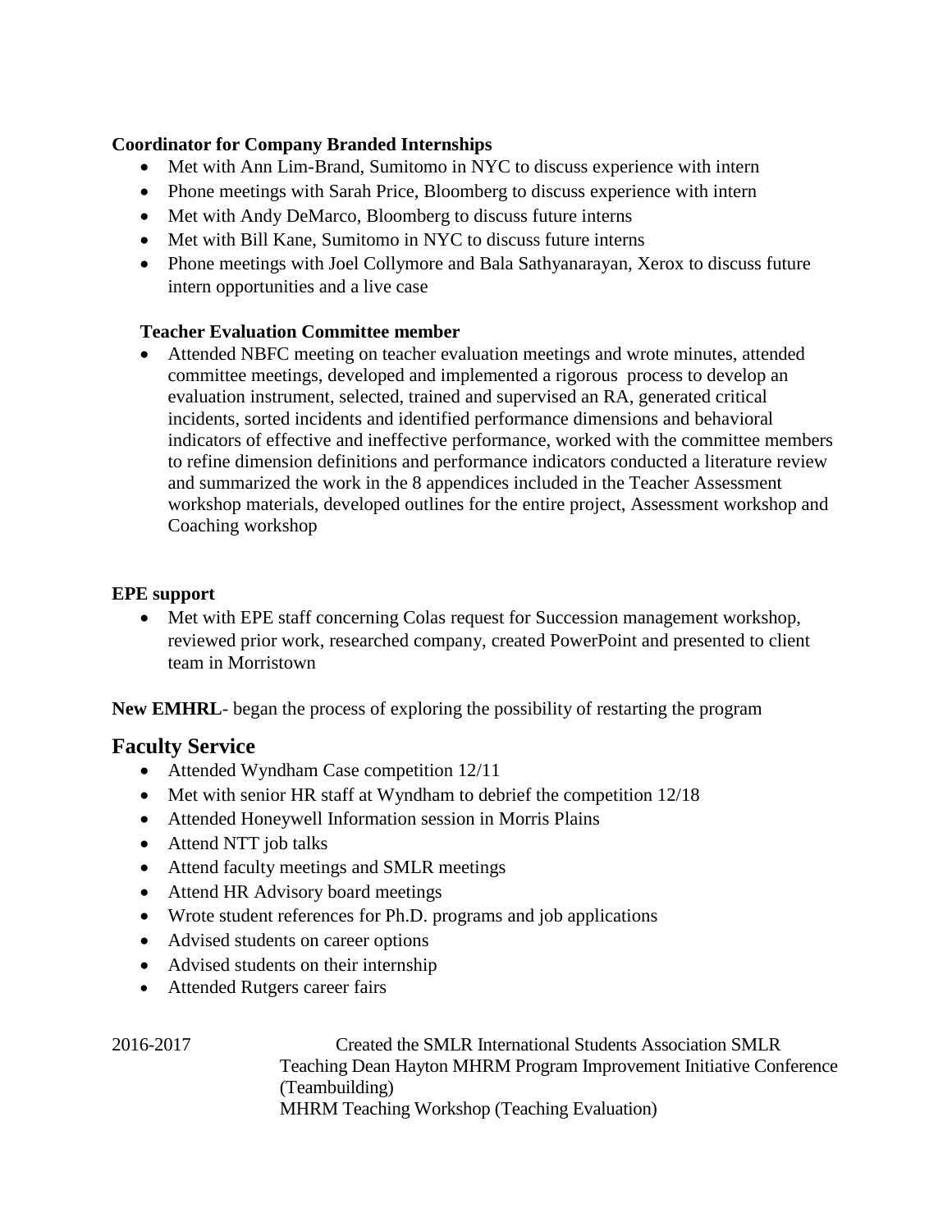**Coordinator for Company Branded Internships**

- Met with Ann Lim-Brand, Sumitomo in NYC to discuss experience with intern
- Phone meetings with Sarah Price, Bloomberg to discuss experience with intern
- Met with Andy DeMarco, Bloomberg to discuss future interns
- Met with Bill Kane, Sumitomo in NYC to discuss future interns
- Phone meetings with Joel Collymore and Bala Sathyanarayan, Xerox to discuss future intern opportunities and a live case

**Teacher Evaluation Committee member**

- Attended NBFC meeting on teacher evaluation meetings and wrote minutes, attended committee meetings, developed and implemented a rigorous process to develop an evaluation instrument, selected, trained and supervised an RA, generated critical incidents, sorted incidents and identified performance dimensions and behavioral indicators of effective and ineffective performance, worked with the committee members to refine dimension definitions and performance indicators conducted a literature review and summarized the work in the 8 appendices included in the Teacher Assessment workshop materials, developed outlines for the entire project, Assessment workshop and Coaching workshop

**EPE support**

- Met with EPE staff concerning Colas request for Succession management workshop, reviewed prior work, researched company, created PowerPoint and presented to client team in Morristown

**New EMHRL**- began the process of exploring the possibility of restarting the program

## Faculty Service

- Attended Wyndham Case competition 12/11
- Met with senior HR staff at Wyndham to debrief the competition 12/18
- Attended Honeywell Information session in Morris Plains
- Attend NTT job talks
- Attend faculty meetings and SMLR meetings
- Attend HR Advisory board meetings
- Wrote student references for Ph.D. programs and job applications
- Advised students on career options
- Advised students on their internship
- Attended Rutgers career fairs

2016-2017 Created the SMLR International Students Association SMLR Teaching Dean Hayton MHRM Program Improvement Initiative Conference (Teambuilding)
MHRM Teaching Workshop (Teaching Evaluation)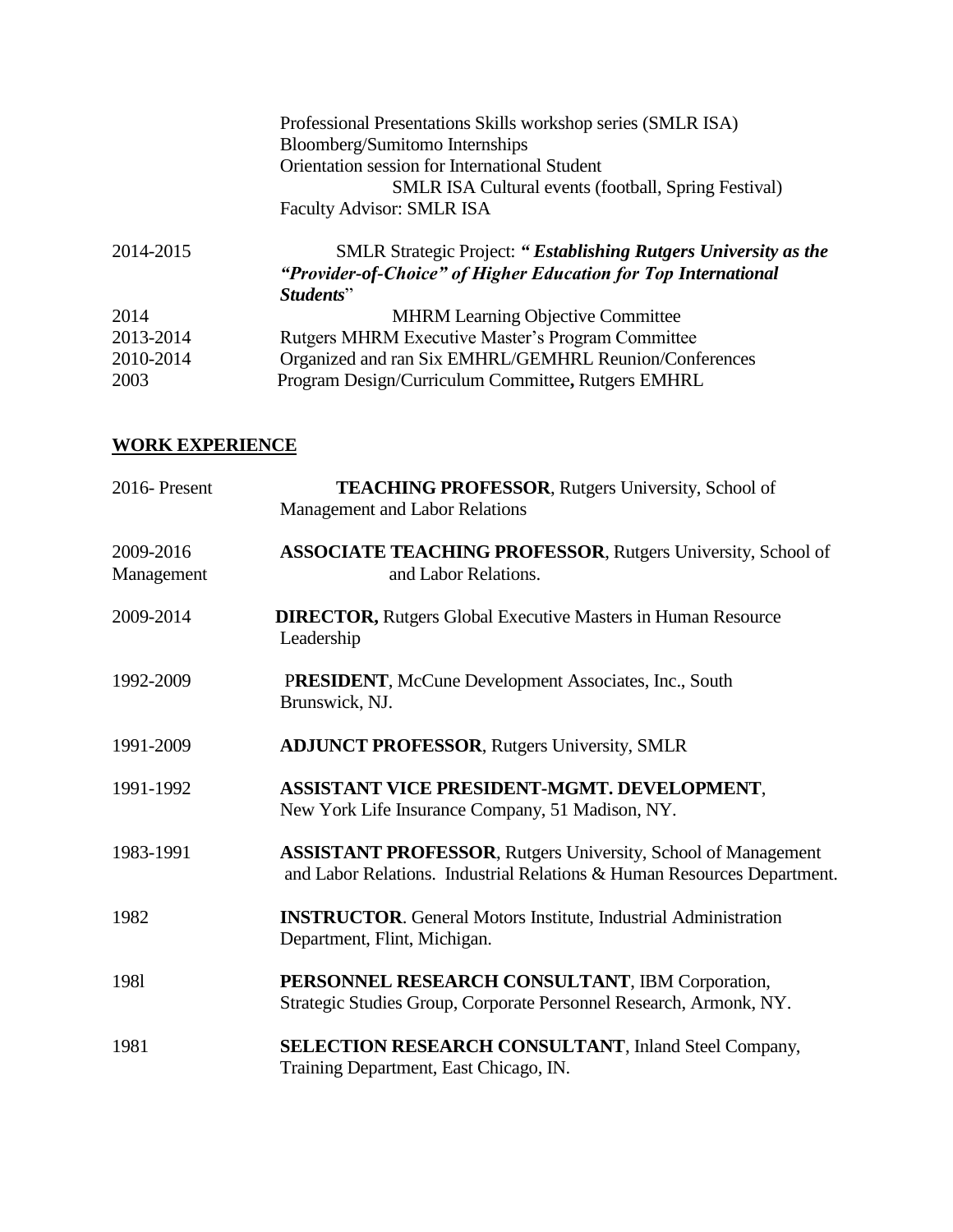Professional Presentations Skills workshop series (SMLR ISA)
Bloomberg/Sumitomo Internships
Orientation session for International Student
SMLR ISA Cultural events (football, Spring Festival)
Faculty Advisor: SMLR ISA

2014-2015 SMLR Strategic Project: ***"Establishing Rutgers University as the "Provider-of-Choice" of Higher Education for Top International Students***"

2014 MHRM Learning Objective Committee

2013-2014 Rutgers MHRM Executive Master's Program Committee

2010-2014 Organized and ran Six EMHRL/GEMHRL Reunion/Conferences

2003 Program Design/Curriculum Committee**,** Rutgers EMHRL

## WORK EXPERIENCE

2016- Present **TEACHING PROFESSOR**, Rutgers University, School of Management and Labor Relations

2009-2016 **ASSOCIATE TEACHING PROFESSOR**, Rutgers University, School of Management and Labor Relations.

2009-2014 **DIRECTOR,** Rutgers Global Executive Masters in Human Resource Leadership

1992-2009 P**RESIDENT**, McCune Development Associates, Inc., South Brunswick, NJ.

1991-2009 **ADJUNCT PROFESSOR**, Rutgers University, SMLR

1991-1992 **ASSISTANT VICE PRESIDENT-MGMT. DEVELOPMENT**, New York Life Insurance Company, 51 Madison, NY.

1983-1991 **ASSISTANT PROFESSOR**, Rutgers University, School of Management and Labor Relations. Industrial Relations & Human Resources Department.

1982 **INSTRUCTOR**. General Motors Institute, Industrial Administration Department, Flint, Michigan.

198l **PERSONNEL RESEARCH CONSULTANT**, IBM Corporation, Strategic Studies Group, Corporate Personnel Research, Armonk, NY.

1981 **SELECTION RESEARCH CONSULTANT**, Inland Steel Company, Training Department, East Chicago, IN.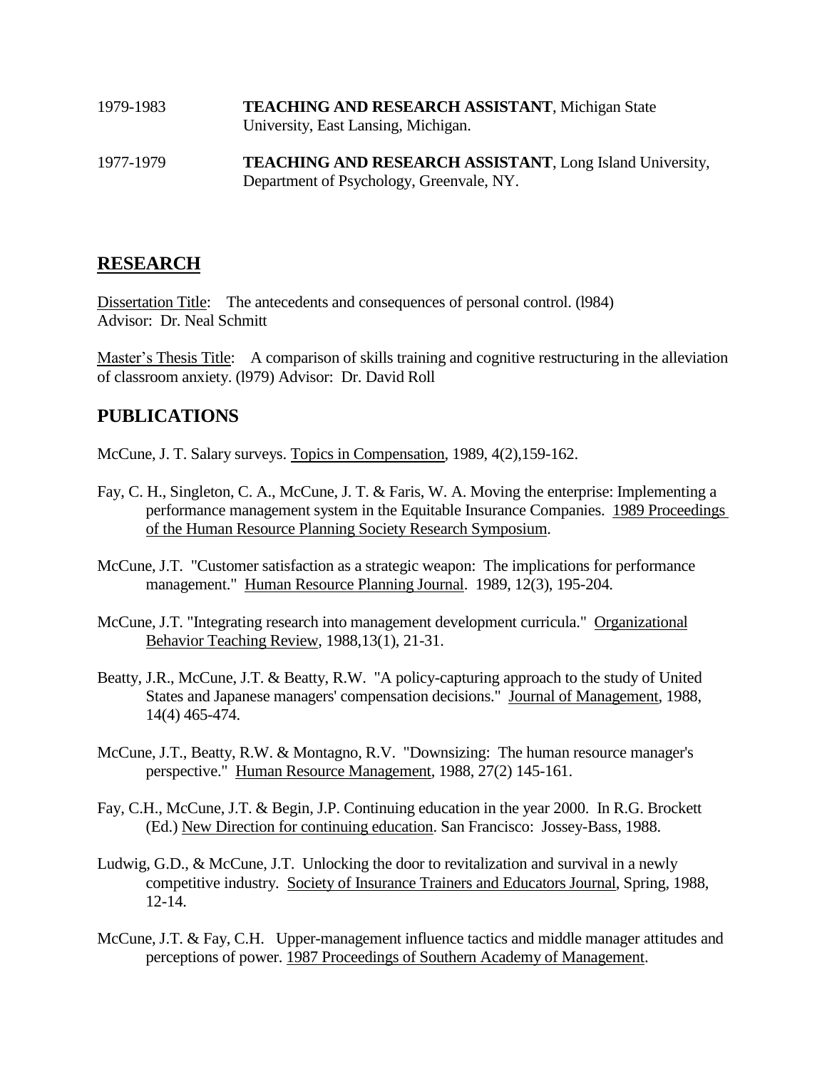1979-1983 **TEACHING AND RESEARCH ASSISTANT**, Michigan State University, East Lansing, Michigan.

1977-1979 **TEACHING AND RESEARCH ASSISTANT**, Long Island University, Department of Psychology, Greenvale, NY.

## RESEARCH

Dissertation Title: The antecedents and consequences of personal control. (l984)
Advisor: Dr. Neal Schmitt

Master's Thesis Title: A comparison of skills training and cognitive restructuring in the alleviation of classroom anxiety. (l979) Advisor: Dr. David Roll

## PUBLICATIONS

McCune, J. T. Salary surveys. Topics in Compensation, 1989, 4(2),159-162.

Fay, C. H., Singleton, C. A., McCune, J. T. & Faris, W. A. Moving the enterprise: Implementing a performance management system in the Equitable Insurance Companies. 1989 Proceedings of the Human Resource Planning Society Research Symposium.

McCune, J.T. "Customer satisfaction as a strategic weapon: The implications for performance management." Human Resource Planning Journal. 1989, 12(3), 195-204.

McCune, J.T. "Integrating research into management development curricula." Organizational Behavior Teaching Review, 1988,13(1), 21-31.

Beatty, J.R., McCune, J.T. & Beatty, R.W. "A policy-capturing approach to the study of United States and Japanese managers' compensation decisions." Journal of Management, 1988, 14(4) 465-474.

McCune, J.T., Beatty, R.W. & Montagno, R.V. "Downsizing: The human resource manager's perspective." Human Resource Management, 1988, 27(2) 145-161.

Fay, C.H., McCune, J.T. & Begin, J.P. Continuing education in the year 2000. In R.G. Brockett (Ed.) New Direction for continuing education. San Francisco: Jossey-Bass, 1988.

Ludwig, G.D., & McCune, J.T. Unlocking the door to revitalization and survival in a newly competitive industry. Society of Insurance Trainers and Educators Journal, Spring, 1988, 12-14.

McCune, J.T. & Fay, C.H. Upper-management influence tactics and middle manager attitudes and perceptions of power. 1987 Proceedings of Southern Academy of Management.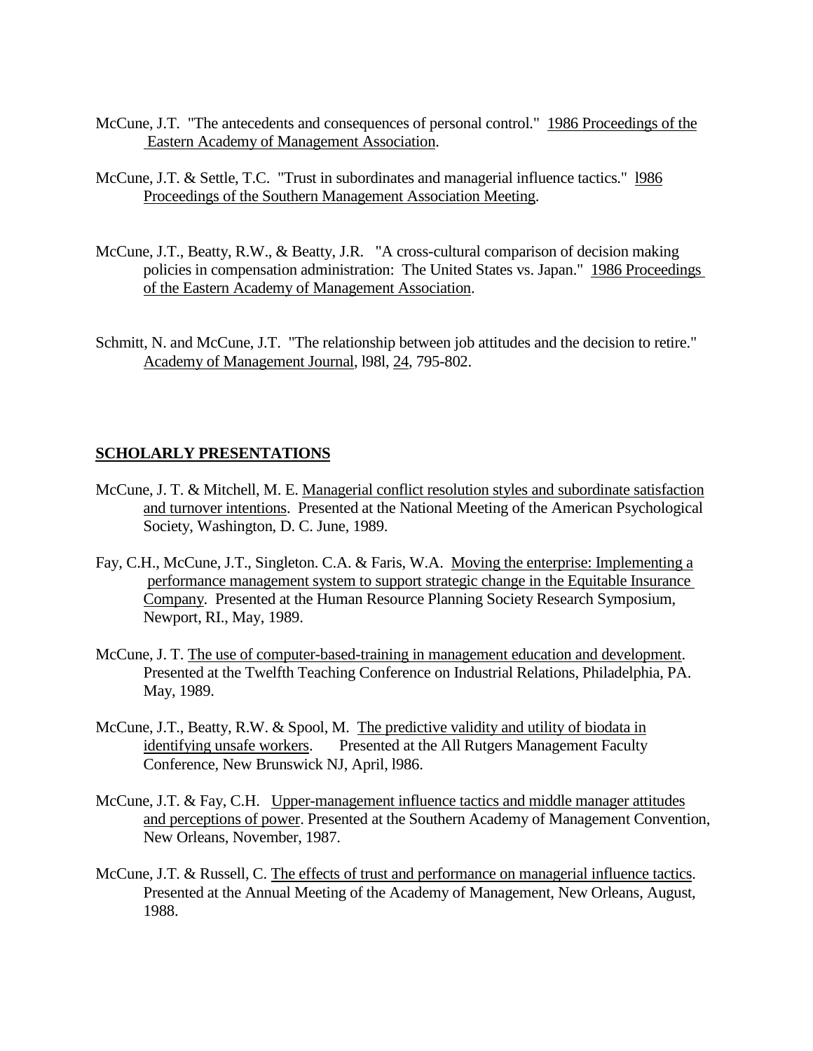McCune, J.T. "The antecedents and consequences of personal control." 1986 Proceedings of the Eastern Academy of Management Association.

McCune, J.T. & Settle, T.C. "Trust in subordinates and managerial influence tactics." l986 Proceedings of the Southern Management Association Meeting.

McCune, J.T., Beatty, R.W., & Beatty, J.R. "A cross-cultural comparison of decision making policies in compensation administration: The United States vs. Japan." 1986 Proceedings of the Eastern Academy of Management Association.

Schmitt, N. and McCune, J.T. "The relationship between job attitudes and the decision to retire." Academy of Management Journal, l98l, 24, 795-802.

## SCHOLARLY PRESENTATIONS

McCune, J. T. & Mitchell, M. E. Managerial conflict resolution styles and subordinate satisfaction and turnover intentions. Presented at the National Meeting of the American Psychological Society, Washington, D. C. June, 1989.

Fay, C.H., McCune, J.T., Singleton. C.A. & Faris, W.A. Moving the enterprise: Implementing a performance management system to support strategic change in the Equitable Insurance Company. Presented at the Human Resource Planning Society Research Symposium, Newport, RI., May, 1989.

McCune, J. T. The use of computer-based-training in management education and development. Presented at the Twelfth Teaching Conference on Industrial Relations, Philadelphia, PA. May, 1989.

McCune, J.T., Beatty, R.W. & Spool, M. The predictive validity and utility of biodata in identifying unsafe workers. Presented at the All Rutgers Management Faculty Conference, New Brunswick NJ, April, l986.

McCune, J.T. & Fay, C.H. Upper-management influence tactics and middle manager attitudes and perceptions of power. Presented at the Southern Academy of Management Convention, New Orleans, November, 1987.

McCune, J.T. & Russell, C. The effects of trust and performance on managerial influence tactics. Presented at the Annual Meeting of the Academy of Management, New Orleans, August, 1988.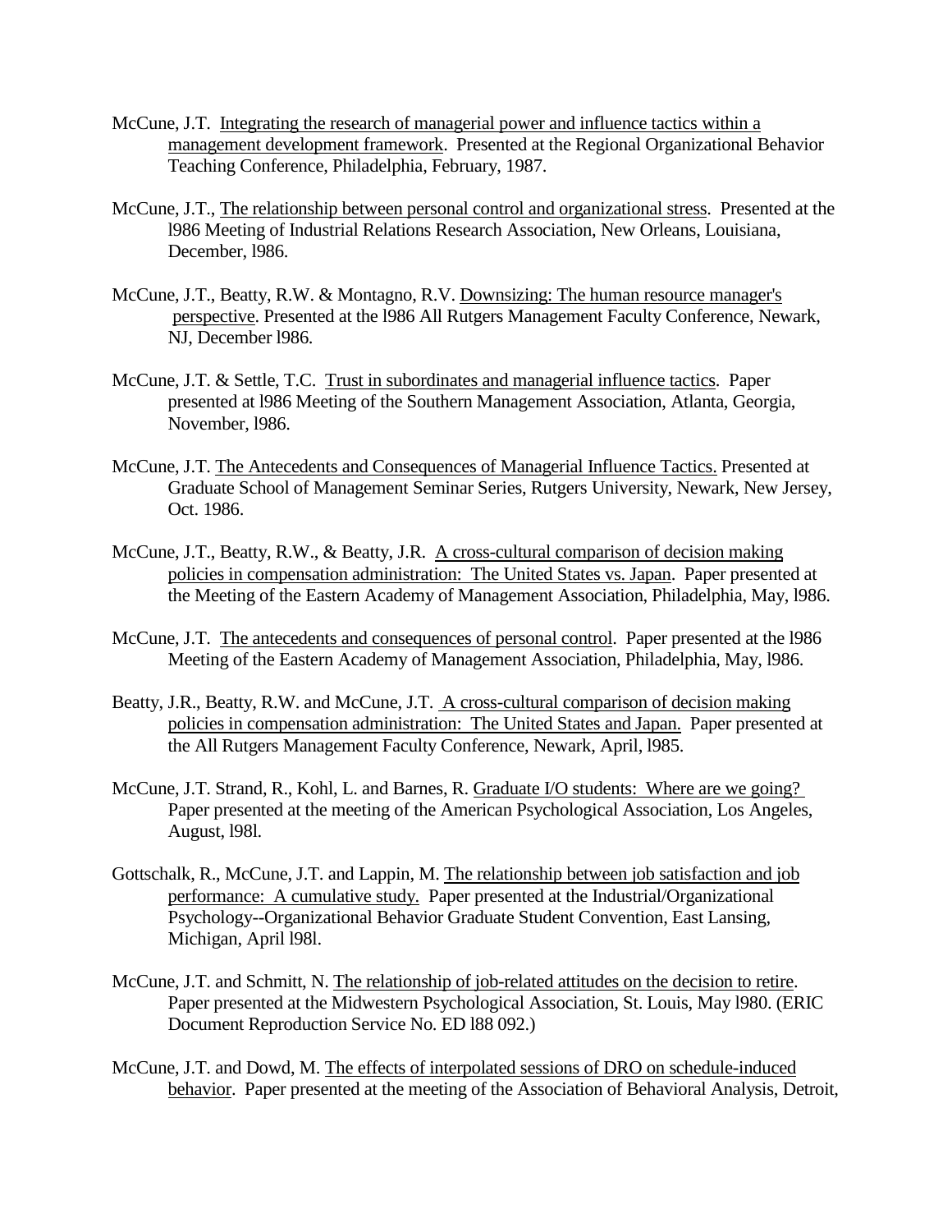McCune, J.T. Integrating the research of managerial power and influence tactics within a management development framework. Presented at the Regional Organizational Behavior Teaching Conference, Philadelphia, February, 1987.

McCune, J.T., The relationship between personal control and organizational stress. Presented at the l986 Meeting of Industrial Relations Research Association, New Orleans, Louisiana, December, l986.

McCune, J.T., Beatty, R.W. & Montagno, R.V. Downsizing: The human resource manager's perspective. Presented at the l986 All Rutgers Management Faculty Conference, Newark, NJ, December l986.

McCune, J.T. & Settle, T.C. Trust in subordinates and managerial influence tactics. Paper presented at l986 Meeting of the Southern Management Association, Atlanta, Georgia, November, l986.

McCune, J.T. The Antecedents and Consequences of Managerial Influence Tactics. Presented at Graduate School of Management Seminar Series, Rutgers University, Newark, New Jersey, Oct. 1986.

McCune, J.T., Beatty, R.W., & Beatty, J.R. A cross-cultural comparison of decision making policies in compensation administration: The United States vs. Japan. Paper presented at the Meeting of the Eastern Academy of Management Association, Philadelphia, May, l986.

McCune, J.T. The antecedents and consequences of personal control. Paper presented at the l986 Meeting of the Eastern Academy of Management Association, Philadelphia, May, l986.

Beatty, J.R., Beatty, R.W. and McCune, J.T. A cross-cultural comparison of decision making policies in compensation administration: The United States and Japan. Paper presented at the All Rutgers Management Faculty Conference, Newark, April, l985.

McCune, J.T. Strand, R., Kohl, L. and Barnes, R. Graduate I/O students: Where are we going? Paper presented at the meeting of the American Psychological Association, Los Angeles, August, l98l.

Gottschalk, R., McCune, J.T. and Lappin, M. The relationship between job satisfaction and job performance: A cumulative study. Paper presented at the Industrial/Organizational Psychology--Organizational Behavior Graduate Student Convention, East Lansing, Michigan, April l98l.

McCune, J.T. and Schmitt, N. The relationship of job-related attitudes on the decision to retire. Paper presented at the Midwestern Psychological Association, St. Louis, May l980. (ERIC Document Reproduction Service No. ED l88 092.)

McCune, J.T. and Dowd, M. The effects of interpolated sessions of DRO on schedule-induced behavior. Paper presented at the meeting of the Association of Behavioral Analysis, Detroit,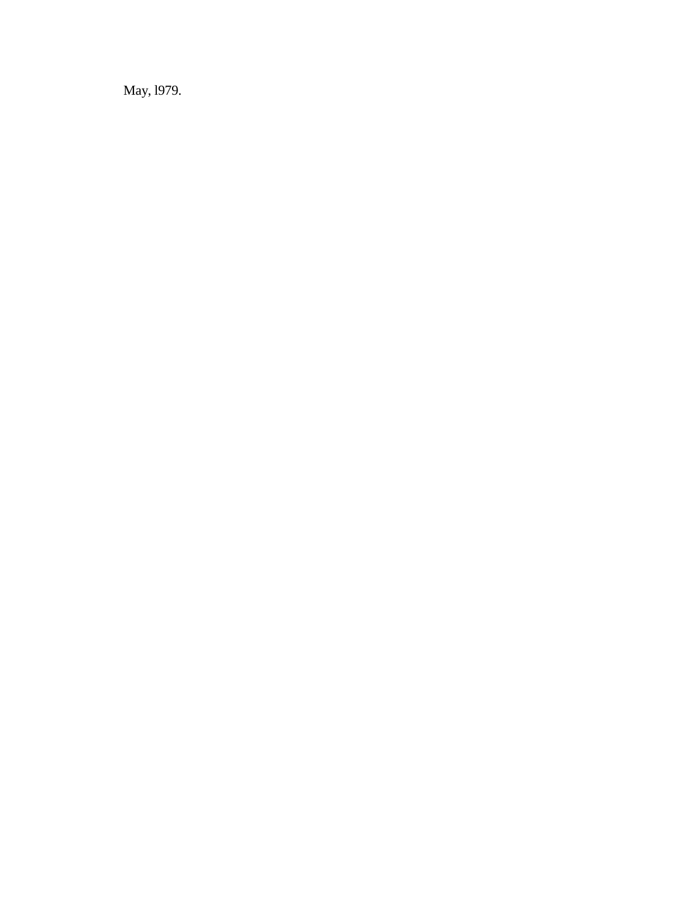May, l979.